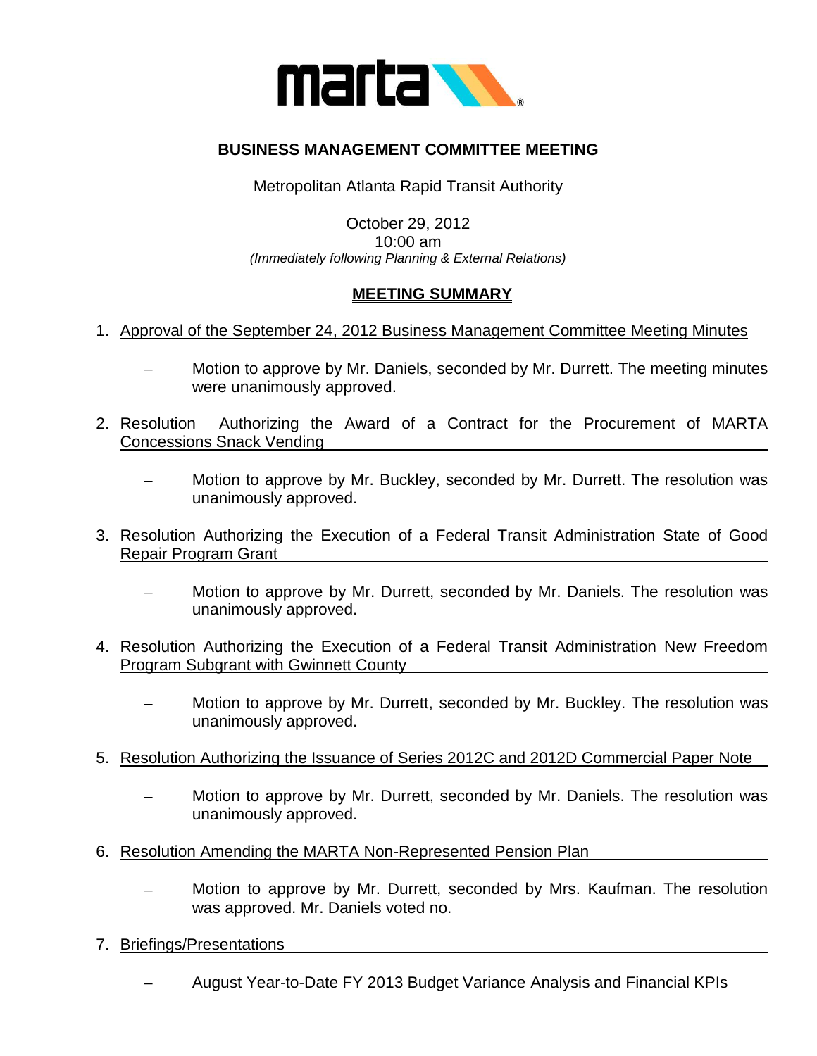# BUSINESS MANAGEMENT COMMITTEE MEETING

Metropolitan Atlanta Rapid Transit Authority

October 29, 2012
10:00 am
*(Immediately following Planning & External Relations)*

## MEETING SUMMARY

1. Approval of the September 24, 2012 Business Management Committee Meeting Minutes

   – Motion to approve by Mr. Daniels, seconded by Mr. Durrett. The meeting minutes were unanimously approved.

2. Resolution Authorizing the Award of a Contract for the Procurement of MARTA Concessions Snack Vending

   – Motion to approve by Mr. Buckley, seconded by Mr. Durrett. The resolution was unanimously approved.

3. Resolution Authorizing the Execution of a Federal Transit Administration State of Good Repair Program Grant

   – Motion to approve by Mr. Durrett, seconded by Mr. Daniels. The resolution was unanimously approved.

4. Resolution Authorizing the Execution of a Federal Transit Administration New Freedom Program Subgrant with Gwinnett County

   – Motion to approve by Mr. Durrett, seconded by Mr. Buckley. The resolution was unanimously approved.

5. Resolution Authorizing the Issuance of Series 2012C and 2012D Commercial Paper Note

   – Motion to approve by Mr. Durrett, seconded by Mr. Daniels. The resolution was unanimously approved.

6. Resolution Amending the MARTA Non-Represented Pension Plan

   – Motion to approve by Mr. Durrett, seconded by Mrs. Kaufman. The resolution was approved. Mr. Daniels voted no.

7. Briefings/Presentations

   – August Year-to-Date FY 2013 Budget Variance Analysis and Financial KPIs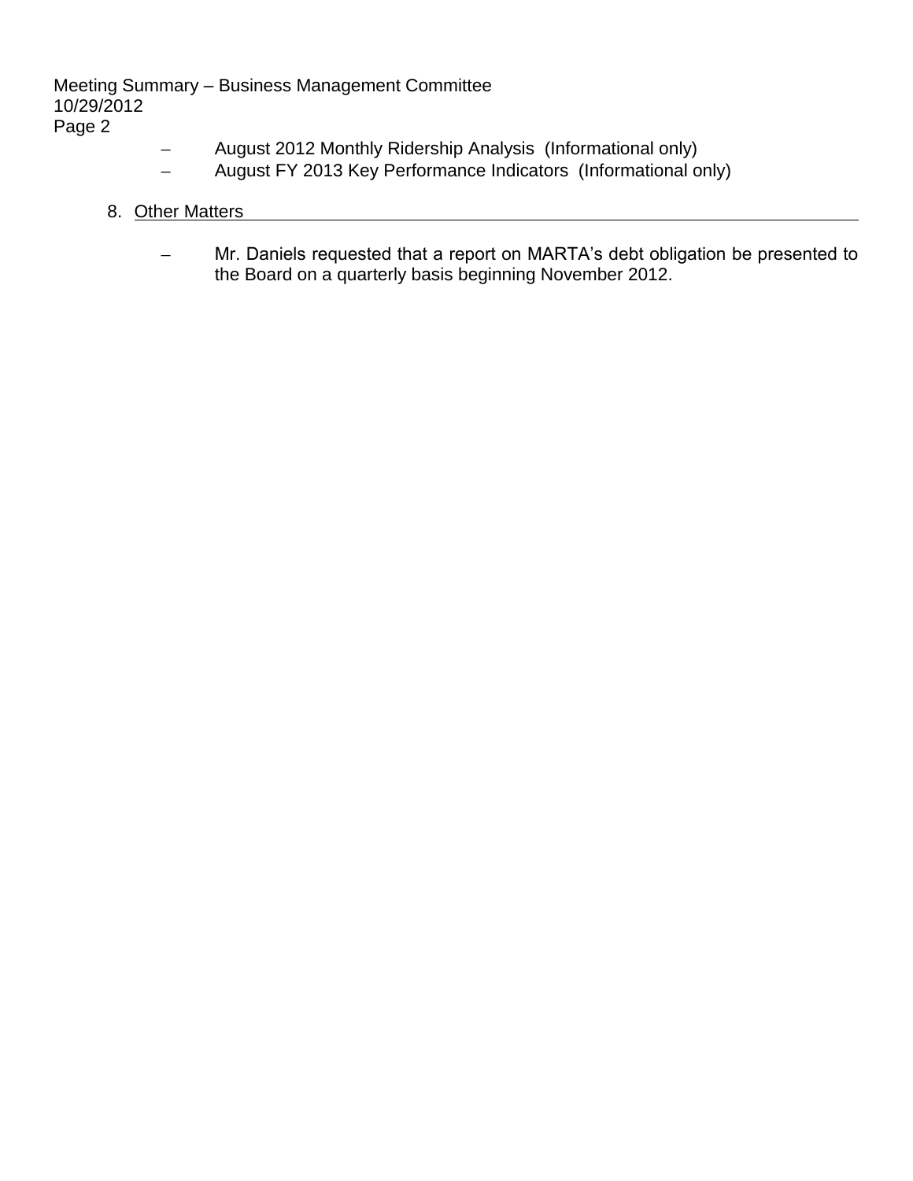- August 2012 Monthly Ridership Analysis (Informational only)
- August FY 2013 Key Performance Indicators (Informational only)

8. Other Matters

   - Mr. Daniels requested that a report on MARTA's debt obligation be presented to the Board on a quarterly basis beginning November 2012.